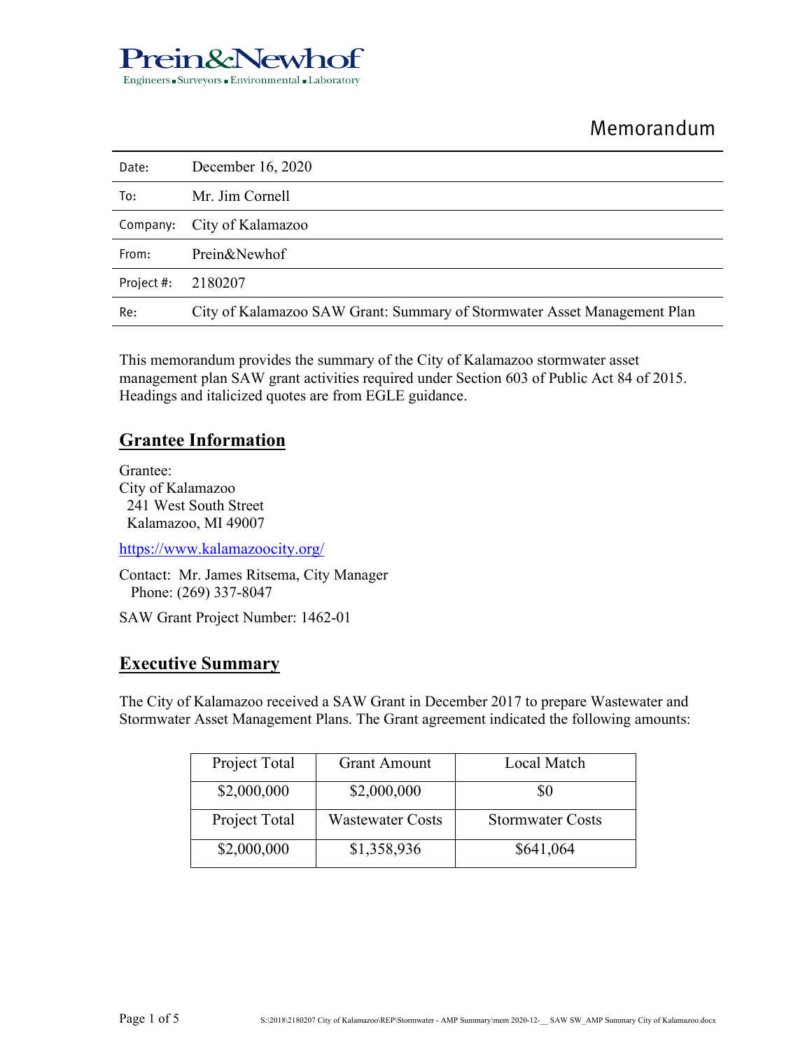Prein&Newhof

Engineers ▪ Surveyors ▪ Environmental ▪ Laboratory

# Memorandum

| | |
|---|---|
| Date: | December 16, 2020 |
| To: | Mr. Jim Cornell |
| Company: | City of Kalamazoo |
| From: | Prein&Newhof |
| Project #: | 2180207 |
| Re: | City of Kalamazoo SAW Grant: Summary of Stormwater Asset Management Plan |

This memorandum provides the summary of the City of Kalamazoo stormwater asset management plan SAW grant activities required under Section 603 of Public Act 84 of 2015. Headings and italicized quotes are from EGLE guidance.

## Grantee Information

Grantee:
City of Kalamazoo
241 West South Street
Kalamazoo, MI 49007

https://www.kalamazoocity.org/

Contact: Mr. James Ritsema, City Manager
Phone: (269) 337-8047

SAW Grant Project Number: 1462-01

## Executive Summary

The City of Kalamazoo received a SAW Grant in December 2017 to prepare Wastewater and Stormwater Asset Management Plans. The Grant agreement indicated the following amounts:

| Project Total | Grant Amount | Local Match |
|---|---|---|
| $2,000,000 | $2,000,000 | $0 |
| Project Total | Wastewater Costs | Stormwater Costs |
| $2,000,000 | $1,358,936 | $641,064 |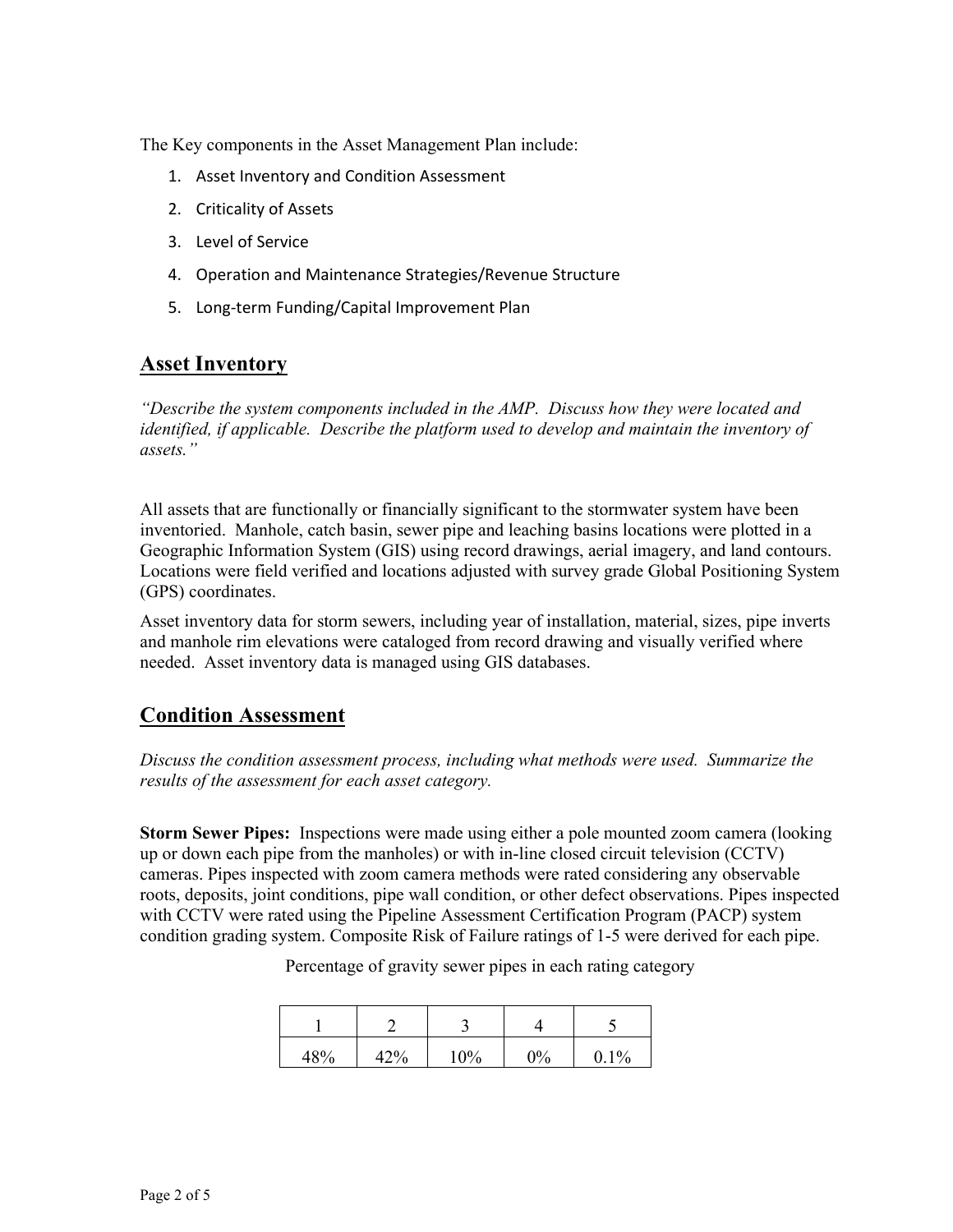The Key components in the Asset Management Plan include:

1. Asset Inventory and Condition Assessment
2. Criticality of Assets
3. Level of Service
4. Operation and Maintenance Strategies/Revenue Structure
5. Long-term Funding/Capital Improvement Plan

## Asset Inventory

*"Describe the system components included in the AMP. Discuss how they were located and identified, if applicable. Describe the platform used to develop and maintain the inventory of assets."*

All assets that are functionally or financially significant to the stormwater system have been inventoried. Manhole, catch basin, sewer pipe and leaching basins locations were plotted in a Geographic Information System (GIS) using record drawings, aerial imagery, and land contours. Locations were field verified and locations adjusted with survey grade Global Positioning System (GPS) coordinates.

Asset inventory data for storm sewers, including year of installation, material, sizes, pipe inverts and manhole rim elevations were cataloged from record drawing and visually verified where needed. Asset inventory data is managed using GIS databases.

## Condition Assessment

*Discuss the condition assessment process, including what methods were used. Summarize the results of the assessment for each asset category.*

**Storm Sewer Pipes:** Inspections were made using either a pole mounted zoom camera (looking up or down each pipe from the manholes) or with in-line closed circuit television (CCTV) cameras. Pipes inspected with zoom camera methods were rated considering any observable roots, deposits, joint conditions, pipe wall condition, or other defect observations. Pipes inspected with CCTV were rated using the Pipeline Assessment Certification Program (PACP) system condition grading system. Composite Risk of Failure ratings of 1-5 were derived for each pipe.

Percentage of gravity sewer pipes in each rating category

| 1 | 2 | 3 | 4 | 5 |
|---|---|---|---|---|
| 48% | 42% | 10% | 0% | 0.1% |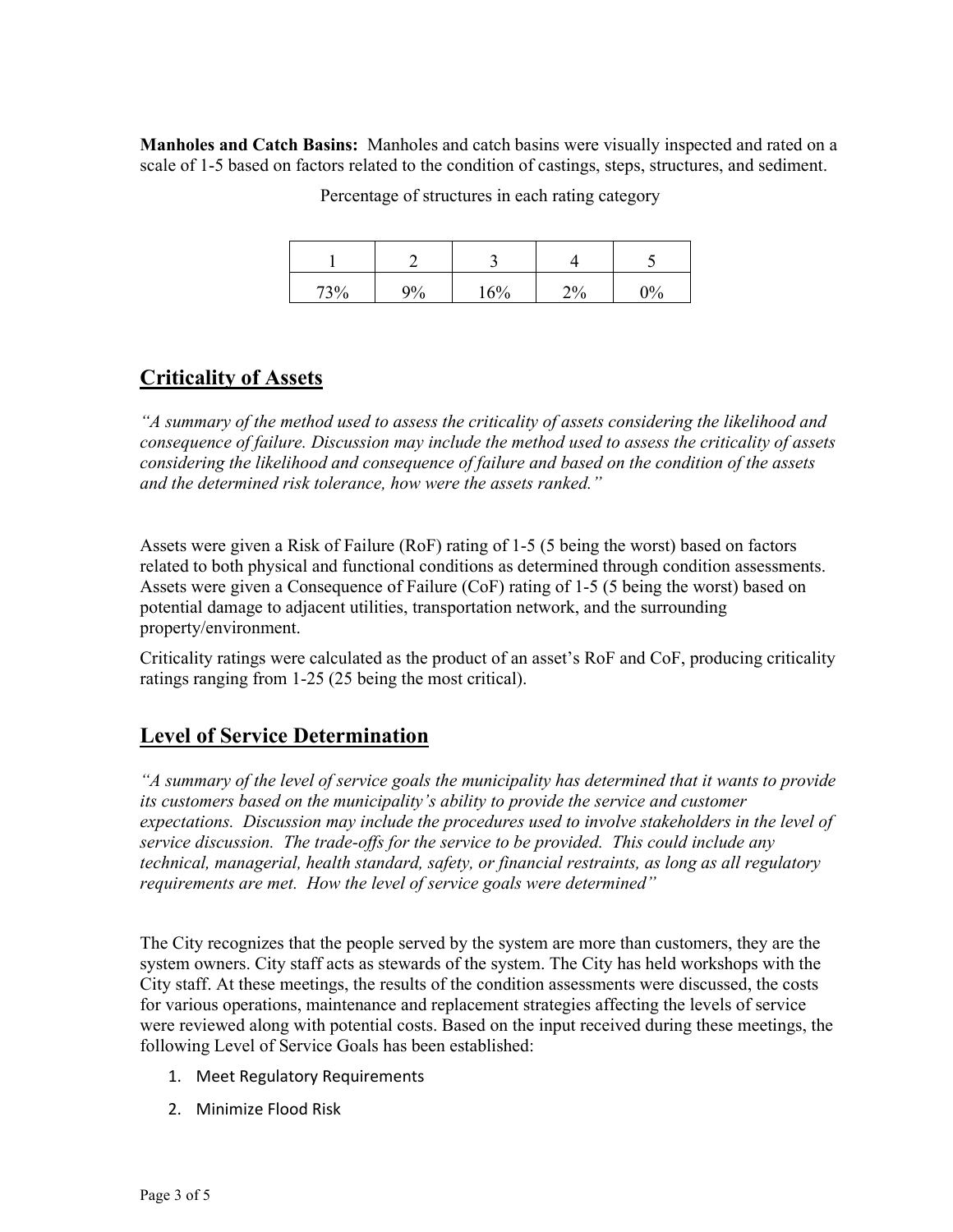**Manholes and Catch Basins:** Manholes and catch basins were visually inspected and rated on a scale of 1-5 based on factors related to the condition of castings, steps, structures, and sediment.

Percentage of structures in each rating category

| 1 | 2 | 3 | 4 | 5 |
|---|---|---|---|---|
| 73% | 9% | 16% | 2% | 0% |

## Criticality of Assets

*"A summary of the method used to assess the criticality of assets considering the likelihood and consequence of failure. Discussion may include the method used to assess the criticality of assets considering the likelihood and consequence of failure and based on the condition of the assets and the determined risk tolerance, how were the assets ranked."*

Assets were given a Risk of Failure (RoF) rating of 1-5 (5 being the worst) based on factors related to both physical and functional conditions as determined through condition assessments. Assets were given a Consequence of Failure (CoF) rating of 1-5 (5 being the worst) based on potential damage to adjacent utilities, transportation network, and the surrounding property/environment.

Criticality ratings were calculated as the product of an asset's RoF and CoF, producing criticality ratings ranging from 1-25 (25 being the most critical).

## Level of Service Determination

*"A summary of the level of service goals the municipality has determined that it wants to provide its customers based on the municipality's ability to provide the service and customer expectations. Discussion may include the procedures used to involve stakeholders in the level of service discussion. The trade-offs for the service to be provided. This could include any technical, managerial, health standard, safety, or financial restraints, as long as all regulatory requirements are met. How the level of service goals were determined"*

The City recognizes that the people served by the system are more than customers, they are the system owners. City staff acts as stewards of the system. The City has held workshops with the City staff. At these meetings, the results of the condition assessments were discussed, the costs for various operations, maintenance and replacement strategies affecting the levels of service were reviewed along with potential costs. Based on the input received during these meetings, the following Level of Service Goals has been established:

1. Meet Regulatory Requirements
2. Minimize Flood Risk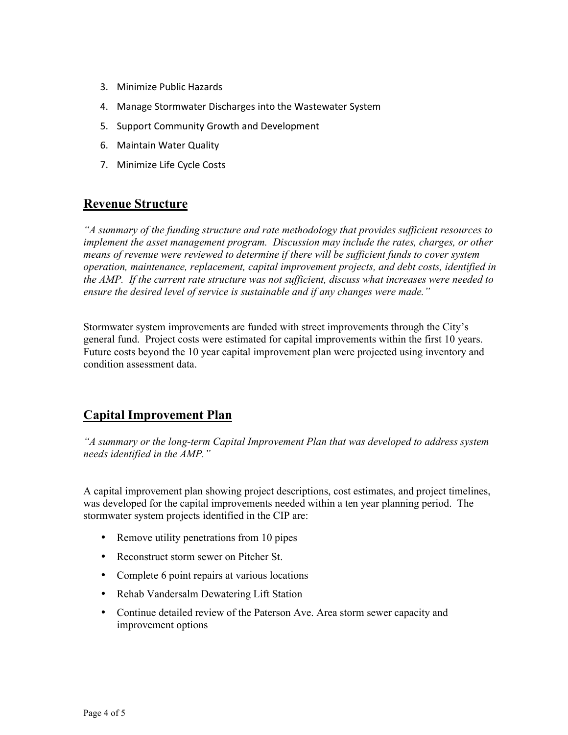3. Minimize Public Hazards
4. Manage Stormwater Discharges into the Wastewater System
5. Support Community Growth and Development
6. Maintain Water Quality
7. Minimize Life Cycle Costs

## Revenue Structure

*"A summary of the funding structure and rate methodology that provides sufficient resources to implement the asset management program. Discussion may include the rates, charges, or other means of revenue were reviewed to determine if there will be sufficient funds to cover system operation, maintenance, replacement, capital improvement projects, and debt costs, identified in the AMP. If the current rate structure was not sufficient, discuss what increases were needed to ensure the desired level of service is sustainable and if any changes were made."*

Stormwater system improvements are funded with street improvements through the City's general fund. Project costs were estimated for capital improvements within the first 10 years. Future costs beyond the 10 year capital improvement plan were projected using inventory and condition assessment data.

## Capital Improvement Plan

*"A summary or the long-term Capital Improvement Plan that was developed to address system needs identified in the AMP."*

A capital improvement plan showing project descriptions, cost estimates, and project timelines, was developed for the capital improvements needed within a ten year planning period. The stormwater system projects identified in the CIP are:

- Remove utility penetrations from 10 pipes
- Reconstruct storm sewer on Pitcher St.
- Complete 6 point repairs at various locations
- Rehab Vandersalm Dewatering Lift Station
- Continue detailed review of the Paterson Ave. Area storm sewer capacity and improvement options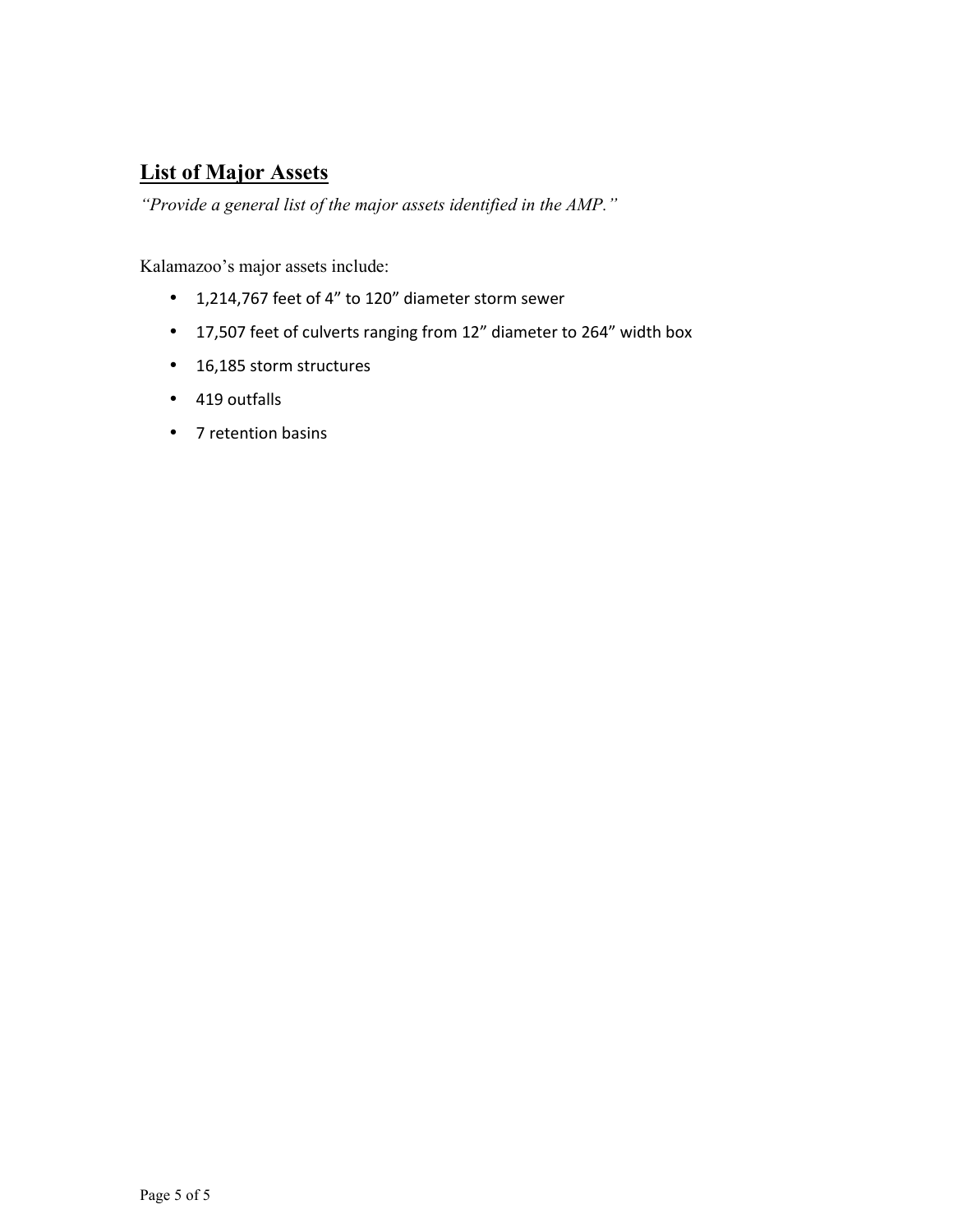## List of Major Assets

*"Provide a general list of the major assets identified in the AMP."*

Kalamazoo's major assets include:

- 1,214,767 feet of 4" to 120" diameter storm sewer
- 17,507 feet of culverts ranging from 12" diameter to 264" width box
- 16,185 storm structures
- 419 outfalls
- 7 retention basins